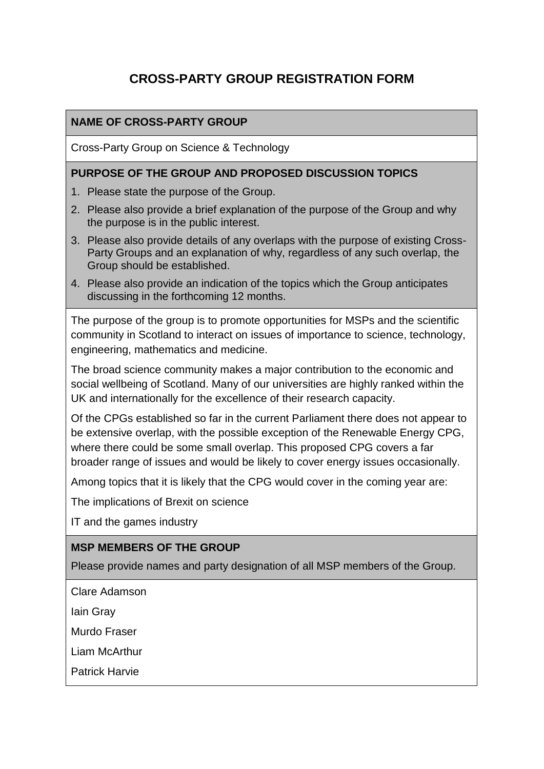# CROSS-PARTY GROUP REGISTRATION FORM

## NAME OF CROSS-PARTY GROUP

Cross-Party Group on Science & Technology

## PURPOSE OF THE GROUP AND PROPOSED DISCUSSION TOPICS

1. Please state the purpose of the Group.
2. Please also provide a brief explanation of the purpose of the Group and why the purpose is in the public interest.
3. Please also provide details of any overlaps with the purpose of existing Cross-Party Groups and an explanation of why, regardless of any such overlap, the Group should be established.
4. Please also provide an indication of the topics which the Group anticipates discussing in the forthcoming 12 months.

The purpose of the group is to promote opportunities for MSPs and the scientific community in Scotland to interact on issues of importance to science, technology, engineering, mathematics and medicine.

The broad science community makes a major contribution to the economic and social wellbeing of Scotland. Many of our universities are highly ranked within the UK and internationally for the excellence of their research capacity.

Of the CPGs established so far in the current Parliament there does not appear to be extensive overlap, with the possible exception of the Renewable Energy CPG, where there could be some small overlap. This proposed CPG covers a far broader range of issues and would be likely to cover energy issues occasionally.

Among topics that it is likely that the CPG would cover in the coming year are:

The implications of Brexit on science

IT and the games industry

## MSP MEMBERS OF THE GROUP

Please provide names and party designation of all MSP members of the Group.

Clare Adamson

Iain Gray

Murdo Fraser

Liam McArthur

Patrick Harvie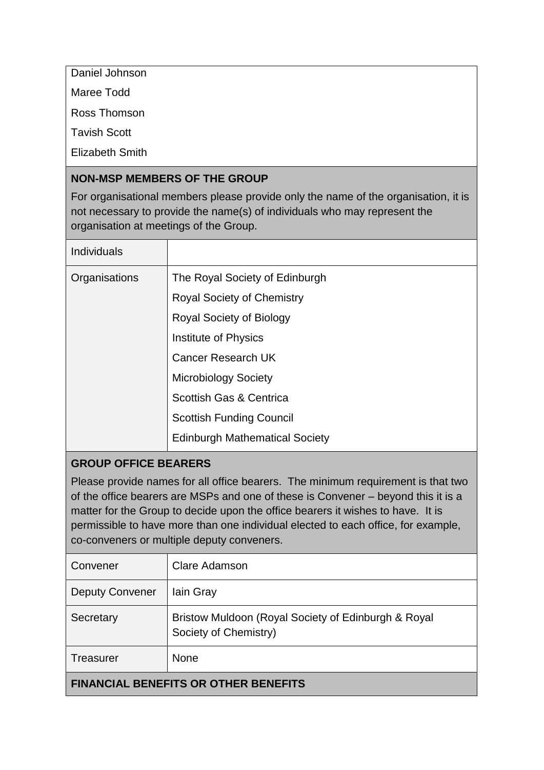Daniel Johnson

Maree Todd

Ross Thomson

Tavish Scott

Elizabeth Smith

## NON-MSP MEMBERS OF THE GROUP

For organisational members please provide only the name of the organisation, it is not necessary to provide the name(s) of individuals who may represent the organisation at meetings of the Group.

| | |
|---|---|
| Individuals | |
| Organisations | The Royal Society of Edinburgh<br>Royal Society of Chemistry<br>Royal Society of Biology<br>Institute of Physics<br>Cancer Research UK<br>Microbiology Society<br>Scottish Gas & Centrica<br>Scottish Funding Council<br>Edinburgh Mathematical Society |

## GROUP OFFICE BEARERS

Please provide names for all office bearers. The minimum requirement is that two of the office bearers are MSPs and one of these is Convener – beyond this it is a matter for the Group to decide upon the office bearers it wishes to have. It is permissible to have more than one individual elected to each office, for example, co-conveners or multiple deputy conveners.

| | |
|---|---|
| Convener | Clare Adamson |
| Deputy Convener | Iain Gray |
| Secretary | Bristow Muldoon (Royal Society of Edinburgh & Royal Society of Chemistry) |
| Treasurer | None |

## FINANCIAL BENEFITS OR OTHER BENEFITS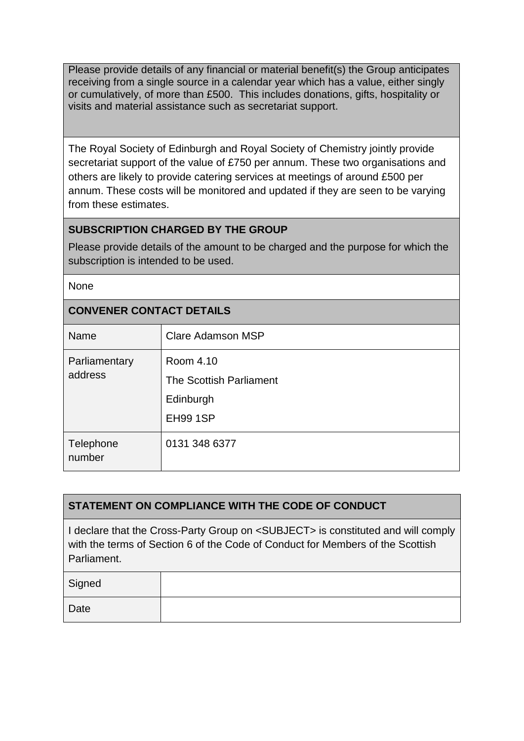Please provide details of any financial or material benefit(s) the Group anticipates receiving from a single source in a calendar year which has a value, either singly or cumulatively, of more than £500. This includes donations, gifts, hospitality or visits and material assistance such as secretariat support.

The Royal Society of Edinburgh and Royal Society of Chemistry jointly provide secretariat support of the value of £750 per annum. These two organisations and others are likely to provide catering services at meetings of around £500 per annum. These costs will be monitored and updated if they are seen to be varying from these estimates.

**SUBSCRIPTION CHARGED BY THE GROUP**

Please provide details of the amount to be charged and the purpose for which the subscription is intended to be used.

None

**CONVENER CONTACT DETAILS**

| | |
|---|---|
| Name | Clare Adamson MSP |
| Parliamentary address | Room 4.10<br>The Scottish Parliament<br>Edinburgh<br>EH99 1SP |
| Telephone number | 0131 348 6377 |

**STATEMENT ON COMPLIANCE WITH THE CODE OF CONDUCT**

I declare that the Cross-Party Group on <SUBJECT> is constituted and will comply with the terms of Section 6 of the Code of Conduct for Members of the Scottish Parliament.

| | |
|---|---|
| Signed | |
| Date | |